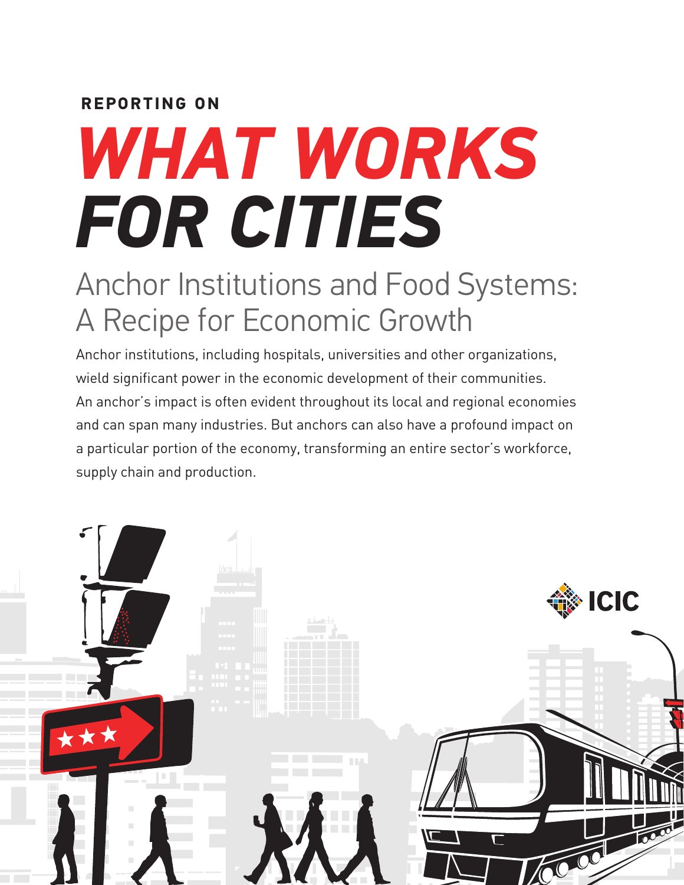**REPORTING ON**

# *WHAT WORKS FOR CITIES*

## Anchor Institutions and Food Systems: A Recipe for Economic Growth

Anchor institutions, including hospitals, universities and other organizations, wield significant power in the economic development of their communities. An anchor's impact is often evident throughout its local and regional economies and can span many industries. But anchors can also have a profound impact on a particular portion of the economy, transforming an entire sector's workforce, supply chain and production.

ICIC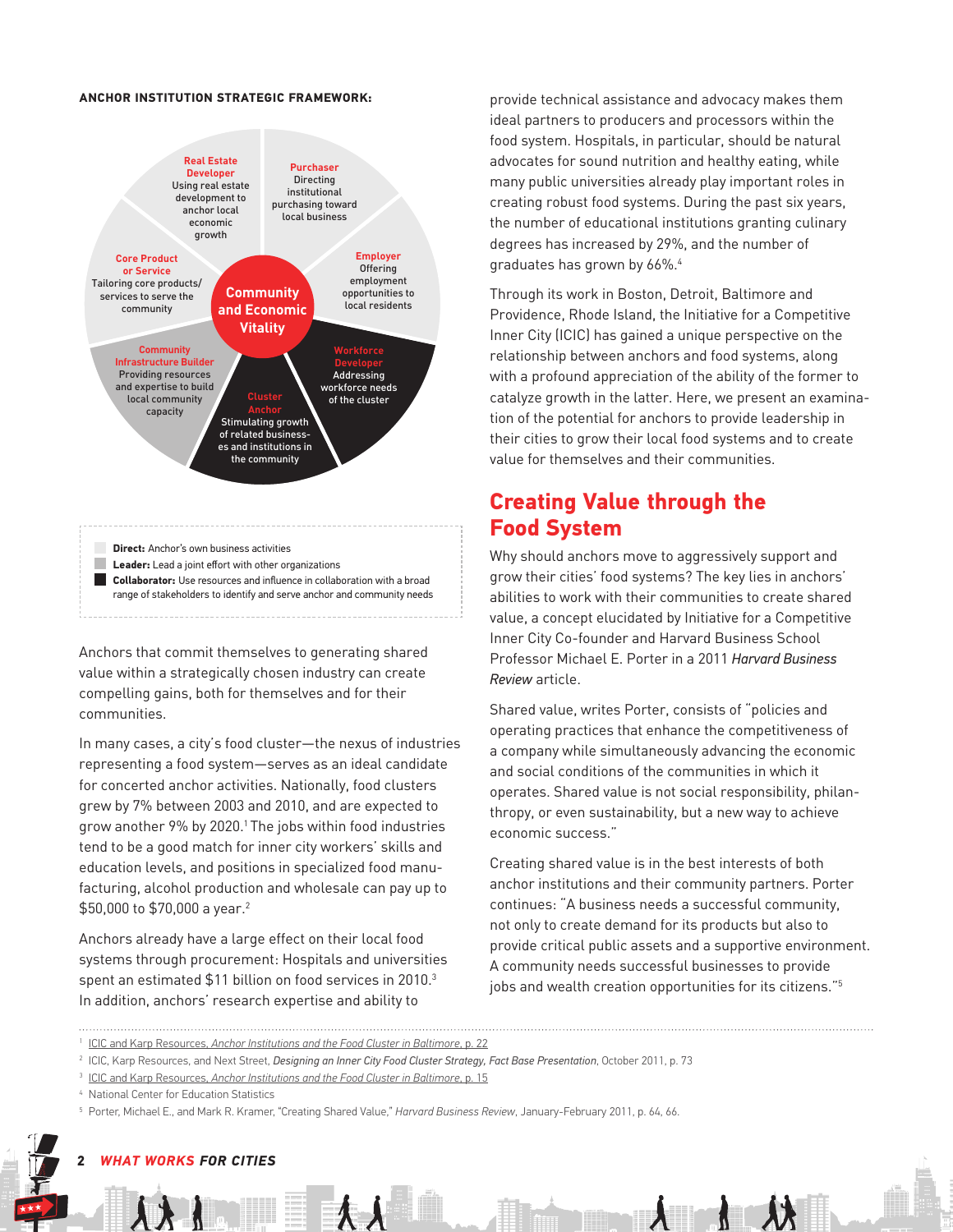**ANCHOR INSTITUTION STRATEGIC FRAMEWORK:**

**Community and Economic Vitality**

- **Real Estate Developer** — Using real estate development to anchor local economic growth
- **Purchaser** — Directing institutional purchasing toward local business
- **Employer** — Offering employment opportunities to local residents
- **Workforce Developer** — Addressing workforce needs of the cluster
- **Cluster Anchor** — Stimulating growth of related businesses and institutions in the community
- **Community Infrastructure Builder** — Providing resources and expertise to build local community capacity
- **Core Product or Service** — Tailoring core products/services to serve the community

**Direct:** Anchor's own business activities
**Leader:** Lead a joint effort with other organizations
**Collaborator:** Use resources and influence in collaboration with a broad range of stakeholders to identify and serve anchor and community needs

Anchors that commit themselves to generating shared value within a strategically chosen industry can create compelling gains, both for themselves and for their communities.

In many cases, a city's food cluster—the nexus of industries representing a food system—serves as an ideal candidate for concerted anchor activities. Nationally, food clusters grew by 7% between 2003 and 2010, and are expected to grow another 9% by 2020.[1] The jobs within food industries tend to be a good match for inner city workers' skills and education levels, and positions in specialized food manufacturing, alcohol production and wholesale can pay up to $50,000 to $70,000 a year.[2]

Anchors already have a large effect on their local food systems through procurement: Hospitals and universities spent an estimated $11 billion on food services in 2010.[3] In addition, anchors' research expertise and ability to provide technical assistance and advocacy makes them ideal partners to producers and processors within the food system. Hospitals, in particular, should be natural advocates for sound nutrition and healthy eating, while many public universities already play important roles in creating robust food systems. During the past six years, the number of educational institutions granting culinary degrees has increased by 29%, and the number of graduates has grown by 66%.[4]

Through its work in Boston, Detroit, Baltimore and Providence, Rhode Island, the Initiative for a Competitive Inner City (ICIC) has gained a unique perspective on the relationship between anchors and food systems, along with a profound appreciation of the ability of the former to catalyze growth in the latter. Here, we present an examination of the potential for anchors to provide leadership in their cities to grow their local food systems and to create value for themselves and their communities.

## Creating Value through the Food System

Why should anchors move to aggressively support and grow their cities' food systems? The key lies in anchors' abilities to work with their communities to create shared value, a concept elucidated by Initiative for a Competitive Inner City Co-founder and Harvard Business School Professor Michael E. Porter in a 2011 *Harvard Business Review* article.

Shared value, writes Porter, consists of "policies and operating practices that enhance the competitiveness of a company while simultaneously advancing the economic and social conditions of the communities in which it operates. Shared value is not social responsibility, philanthropy, or even sustainability, but a new way to achieve economic success."

Creating shared value is in the best interests of both anchor institutions and their community partners. Porter continues: "A business needs a successful community, not only to create demand for its products but also to provide critical public assets and a supportive environment. A community needs successful businesses to provide jobs and wealth creation opportunities for its citizens."[5]

---

[1] ICIC and Karp Resources, *Anchor Institutions and the Food Cluster in Baltimore*, p. 22
[2] ICIC, Karp Resources, and Next Street, ***Designing an Inner City Food Cluster Strategy, Fact Base Presentation***, October 2011, p. 73
[3] ICIC and Karp Resources, *Anchor Institutions and the Food Cluster in Baltimore*, p. 15
[4] National Center for Education Statistics
[5] Porter, Michael E., and Mark R. Kramer, "Creating Shared Value," *Harvard Business Review*, January-February 2011, p. 64, 66.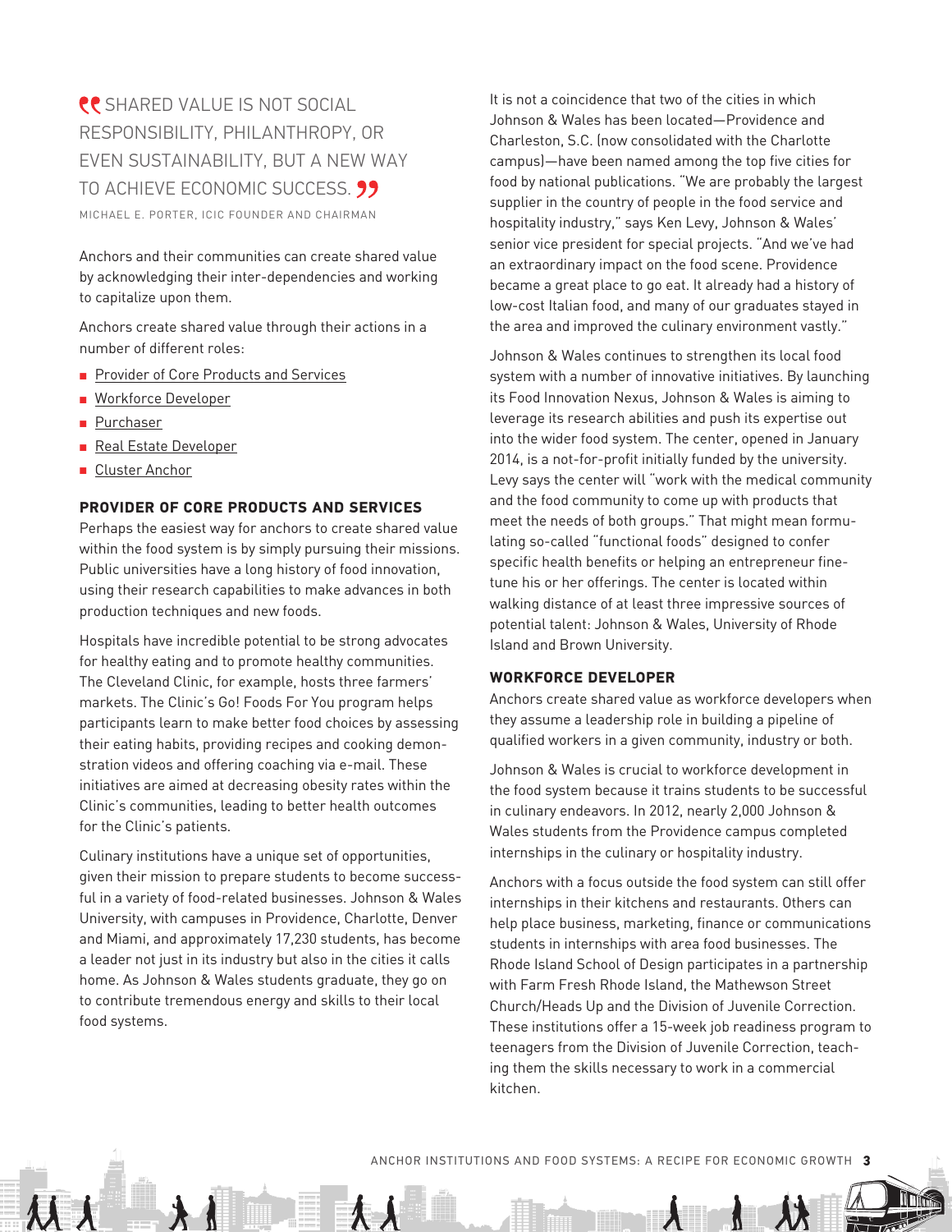> SHARED VALUE IS NOT SOCIAL RESPONSIBILITY, PHILANTHROPY, OR EVEN SUSTAINABILITY, BUT A NEW WAY TO ACHIEVE ECONOMIC SUCCESS.
>
> MICHAEL E. PORTER, ICIC FOUNDER AND CHAIRMAN

Anchors and their communities can create shared value by acknowledging their inter-dependencies and working to capitalize upon them.

Anchors create shared value through their actions in a number of different roles:

- Provider of Core Products and Services
- Workforce Developer
- Purchaser
- Real Estate Developer
- Cluster Anchor

## PROVIDER OF CORE PRODUCTS AND SERVICES

Perhaps the easiest way for anchors to create shared value within the food system is by simply pursuing their missions. Public universities have a long history of food innovation, using their research capabilities to make advances in both production techniques and new foods.

Hospitals have incredible potential to be strong advocates for healthy eating and to promote healthy communities. The Cleveland Clinic, for example, hosts three farmers' markets. The Clinic's Go! Foods For You program helps participants learn to make better food choices by assessing their eating habits, providing recipes and cooking demonstration videos and offering coaching via e-mail. These initiatives are aimed at decreasing obesity rates within the Clinic's communities, leading to better health outcomes for the Clinic's patients.

Culinary institutions have a unique set of opportunities, given their mission to prepare students to become successful in a variety of food-related businesses. Johnson & Wales University, with campuses in Providence, Charlotte, Denver and Miami, and approximately 17,230 students, has become a leader not just in its industry but also in the cities it calls home. As Johnson & Wales students graduate, they go on to contribute tremendous energy and skills to their local food systems.

It is not a coincidence that two of the cities in which Johnson & Wales has been located—Providence and Charleston, S.C. (now consolidated with the Charlotte campus)—have been named among the top five cities for food by national publications. "We are probably the largest supplier in the country of people in the food service and hospitality industry," says Ken Levy, Johnson & Wales' senior vice president for special projects. "And we've had an extraordinary impact on the food scene. Providence became a great place to go eat. It already had a history of low-cost Italian food, and many of our graduates stayed in the area and improved the culinary environment vastly."

Johnson & Wales continues to strengthen its local food system with a number of innovative initiatives. By launching its Food Innovation Nexus, Johnson & Wales is aiming to leverage its research abilities and push its expertise out into the wider food system. The center, opened in January 2014, is a not-for-profit initially funded by the university. Levy says the center will "work with the medical community and the food community to come up with products that meet the needs of both groups." That might mean formulating so-called "functional foods" designed to confer specific health benefits or helping an entrepreneur fine-tune his or her offerings. The center is located within walking distance of at least three impressive sources of potential talent: Johnson & Wales, University of Rhode Island and Brown University.

## WORKFORCE DEVELOPER

Anchors create shared value as workforce developers when they assume a leadership role in building a pipeline of qualified workers in a given community, industry or both.

Johnson & Wales is crucial to workforce development in the food system because it trains students to be successful in culinary endeavors. In 2012, nearly 2,000 Johnson & Wales students from the Providence campus completed internships in the culinary or hospitality industry.

Anchors with a focus outside the food system can still offer internships in their kitchens and restaurants. Others can help place business, marketing, finance or communications students in internships with area food businesses. The Rhode Island School of Design participates in a partnership with Farm Fresh Rhode Island, the Mathewson Street Church/Heads Up and the Division of Juvenile Correction. These institutions offer a 15-week job readiness program to teenagers from the Division of Juvenile Correction, teaching them the skills necessary to work in a commercial kitchen.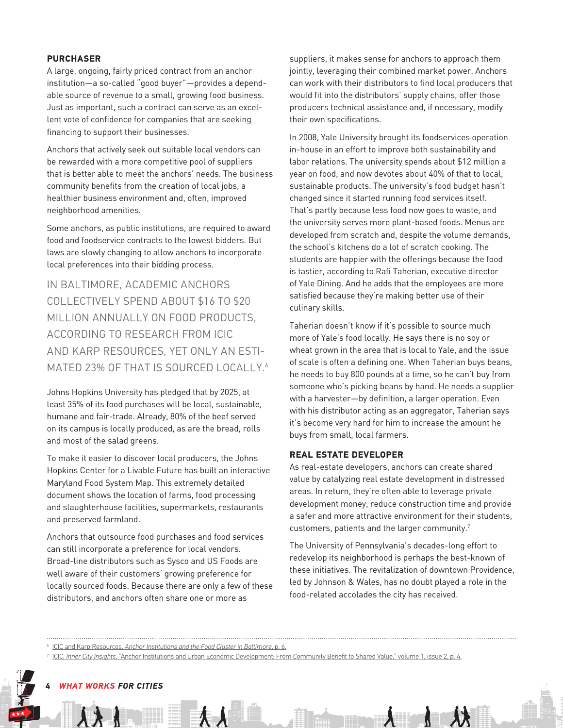## PURCHASER

A large, ongoing, fairly priced contract from an anchor institution—a so-called "good buyer"—provides a dependable source of revenue to a small, growing food business. Just as important, such a contract can serve as an excellent vote of confidence for companies that are seeking financing to support their businesses.

Anchors that actively seek out suitable local vendors can be rewarded with a more competitive pool of suppliers that is better able to meet the anchors' needs. The business community benefits from the creation of local jobs, a healthier business environment and, often, improved neighborhood amenities.

Some anchors, as public institutions, are required to award food and foodservice contracts to the lowest bidders. But laws are slowly changing to allow anchors to incorporate local preferences into their bidding process.

IN BALTIMORE, ACADEMIC ANCHORS COLLECTIVELY SPEND ABOUT $16 TO $20 MILLION ANNUALLY ON FOOD PRODUCTS, ACCORDING TO RESEARCH FROM ICIC AND KARP RESOURCES, YET ONLY AN ESTIMATED 23% OF THAT IS SOURCED LOCALLY.[6]

Johns Hopkins University has pledged that by 2025, at least 35% of its food purchases will be local, sustainable, humane and fair-trade. Already, 80% of the beef served on its campus is locally produced, as are the bread, rolls and most of the salad greens.

To make it easier to discover local producers, the Johns Hopkins Center for a Livable Future has built an interactive Maryland Food System Map. This extremely detailed document shows the location of farms, food processing and slaughterhouse facilities, supermarkets, restaurants and preserved farmland.

Anchors that outsource food purchases and food services can still incorporate a preference for local vendors. Broad-line distributors such as Sysco and US Foods are well aware of their customers' growing preference for locally sourced foods. Because there are only a few of these distributors, and anchors often share one or more as suppliers, it makes sense for anchors to approach them jointly, leveraging their combined market power. Anchors can work with their distributors to find local producers that would fit into the distributors' supply chains, offer those producers technical assistance and, if necessary, modify their own specifications.

In 2008, Yale University brought its foodservices operation in-house in an effort to improve both sustainability and labor relations. The university spends about $12 million a year on food, and now devotes about 40% of that to local, sustainable products. The university's food budget hasn't changed since it started running food services itself. That's partly because less food now goes to waste, and the university serves more plant-based foods. Menus are developed from scratch and, despite the volume demands, the school's kitchens do a lot of scratch cooking. The students are happier with the offerings because the food is tastier, according to Rafi Taherian, executive director of Yale Dining. And he adds that the employees are more satisfied because they're making better use of their culinary skills.

Taherian doesn't know if it's possible to source much more of Yale's food locally. He says there is no soy or wheat grown in the area that is local to Yale, and the issue of scale is often a defining one. When Taherian buys beans, he needs to buy 800 pounds at a time, so he can't buy from someone who's picking beans by hand. He needs a supplier with a harvester—by definition, a larger operation. Even with his distributor acting as an aggregator, Taherian says it's become very hard for him to increase the amount he buys from small, local farmers.

## REAL ESTATE DEVELOPER

As real-estate developers, anchors can create shared value by catalyzing real estate development in distressed areas. In return, they're often able to leverage private development money, reduce construction time and provide a safer and more attractive environment for their students, customers, patients and the larger community.[7]

The University of Pennsylvania's decades-long effort to redevelop its neighborhood is perhaps the best-known of these initiatives. The revitalization of downtown Providence, led by Johnson & Wales, has no doubt played a role in the food-related accolades the city has received.

---

[6] ICIC and Karp Resources, *Anchor Institutions and the Food Cluster in Baltimore*, p. 6.

[7] ICIC, *Inner City Insights*, "Anchor Institutions and Urban Economic Development: From Community Benefit to Shared Value," volume 1, issue 2, p. 4.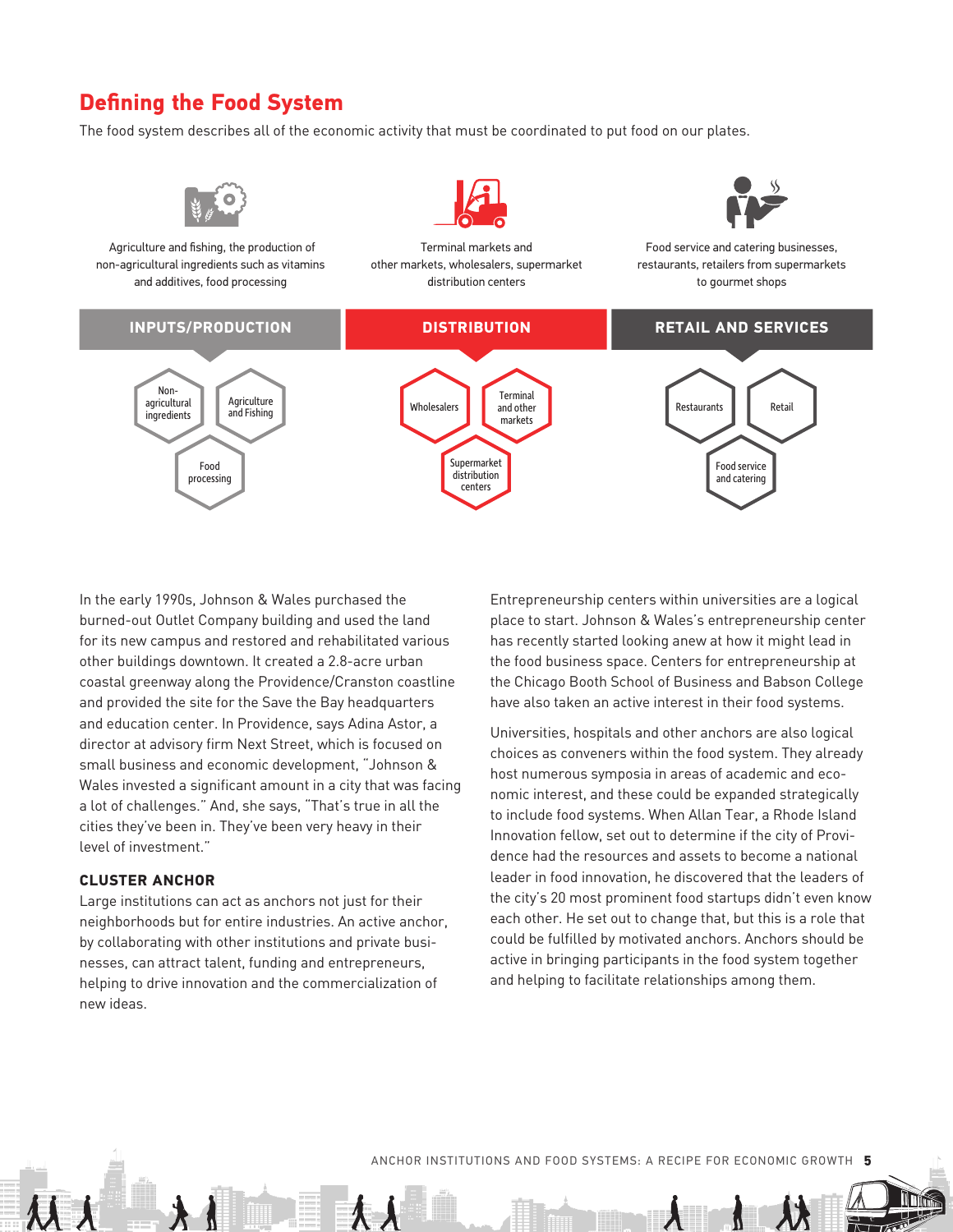## Defining the Food System

The food system describes all of the economic activity that must be coordinated to put food on our plates.

| INPUTS/PRODUCTION | DISTRIBUTION | RETAIL AND SERVICES |
|---|---|---|
| Agriculture and fishing, the production of non-agricultural ingredients such as vitamins and additives, food processing | Terminal markets and other markets, wholesalers, supermarket distribution centers | Food service and catering businesses, restaurants, retailers from supermarkets to gourmet shops |
| Non-agricultural ingredients | Wholesalers | Restaurants |
| Agriculture and Fishing | Terminal and other markets | Retail |
| Food processing | Supermarket distribution centers | Food service and catering |

In the early 1990s, Johnson & Wales purchased the burned-out Outlet Company building and used the land for its new campus and restored and rehabilitated various other buildings downtown. It created a 2.8-acre urban coastal greenway along the Providence/Cranston coastline and provided the site for the Save the Bay headquarters and education center. In Providence, says Adina Astor, a director at advisory firm Next Street, which is focused on small business and economic development, "Johnson & Wales invested a significant amount in a city that was facing a lot of challenges." And, she says, "That's true in all the cities they've been in. They've been very heavy in their level of investment."

### CLUSTER ANCHOR

Large institutions can act as anchors not just for their neighborhoods but for entire industries. An active anchor, by collaborating with other institutions and private businesses, can attract talent, funding and entrepreneurs, helping to drive innovation and the commercialization of new ideas.

Entrepreneurship centers within universities are a logical place to start. Johnson & Wales's entrepreneurship center has recently started looking anew at how it might lead in the food business space. Centers for entrepreneurship at the Chicago Booth School of Business and Babson College have also taken an active interest in their food systems.

Universities, hospitals and other anchors are also logical choices as conveners within the food system. They already host numerous symposia in areas of academic and economic interest, and these could be expanded strategically to include food systems. When Allan Tear, a Rhode Island Innovation fellow, set out to determine if the city of Providence had the resources and assets to become a national leader in food innovation, he discovered that the leaders of the city's 20 most prominent food startups didn't even know each other. He set out to change that, but this is a role that could be fulfilled by motivated anchors. Anchors should be active in bringing participants in the food system together and helping to facilitate relationships among them.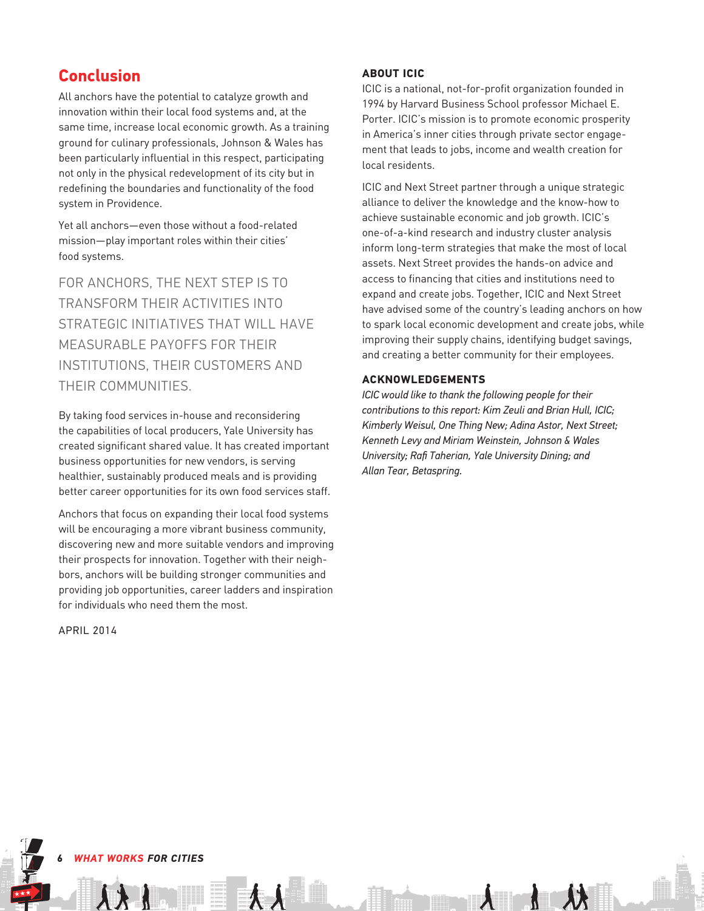## Conclusion

All anchors have the potential to catalyze growth and innovation within their local food systems and, at the same time, increase local economic growth. As a training ground for culinary professionals, Johnson & Wales has been particularly influential in this respect, participating not only in the physical redevelopment of its city but in redefining the boundaries and functionality of the food system in Providence.

Yet all anchors—even those without a food-related mission—play important roles within their cities' food systems.

FOR ANCHORS, THE NEXT STEP IS TO TRANSFORM THEIR ACTIVITIES INTO STRATEGIC INITIATIVES THAT WILL HAVE MEASURABLE PAYOFFS FOR THEIR INSTITUTIONS, THEIR CUSTOMERS AND THEIR COMMUNITIES.

By taking food services in-house and reconsidering the capabilities of local producers, Yale University has created significant shared value. It has created important business opportunities for new vendors, is serving healthier, sustainably produced meals and is providing better career opportunities for its own food services staff.

Anchors that focus on expanding their local food systems will be encouraging a more vibrant business community, discovering new and more suitable vendors and improving their prospects for innovation. Together with their neighbors, anchors will be building stronger communities and providing job opportunities, career ladders and inspiration for individuals who need them the most.

APRIL 2014

### ABOUT ICIC

ICIC is a national, not-for-profit organization founded in 1994 by Harvard Business School professor Michael E. Porter. ICIC's mission is to promote economic prosperity in America's inner cities through private sector engagement that leads to jobs, income and wealth creation for local residents.

ICIC and Next Street partner through a unique strategic alliance to deliver the knowledge and the know-how to achieve sustainable economic and job growth. ICIC's one-of-a-kind research and industry cluster analysis inform long-term strategies that make the most of local assets. Next Street provides the hands-on advice and access to financing that cities and institutions need to expand and create jobs. Together, ICIC and Next Street have advised some of the country's leading anchors on how to spark local economic development and create jobs, while improving their supply chains, identifying budget savings, and creating a better community for their employees.

### ACKNOWLEDGEMENTS

*ICIC would like to thank the following people for their contributions to this report: Kim Zeuli and Brian Hull, ICIC; Kimberly Weisul, One Thing New; Adina Astor, Next Street; Kenneth Levy and Miriam Weinstein, Johnson & Wales University; Rafi Taherian, Yale University Dining; and Allan Tear, Betaspring.*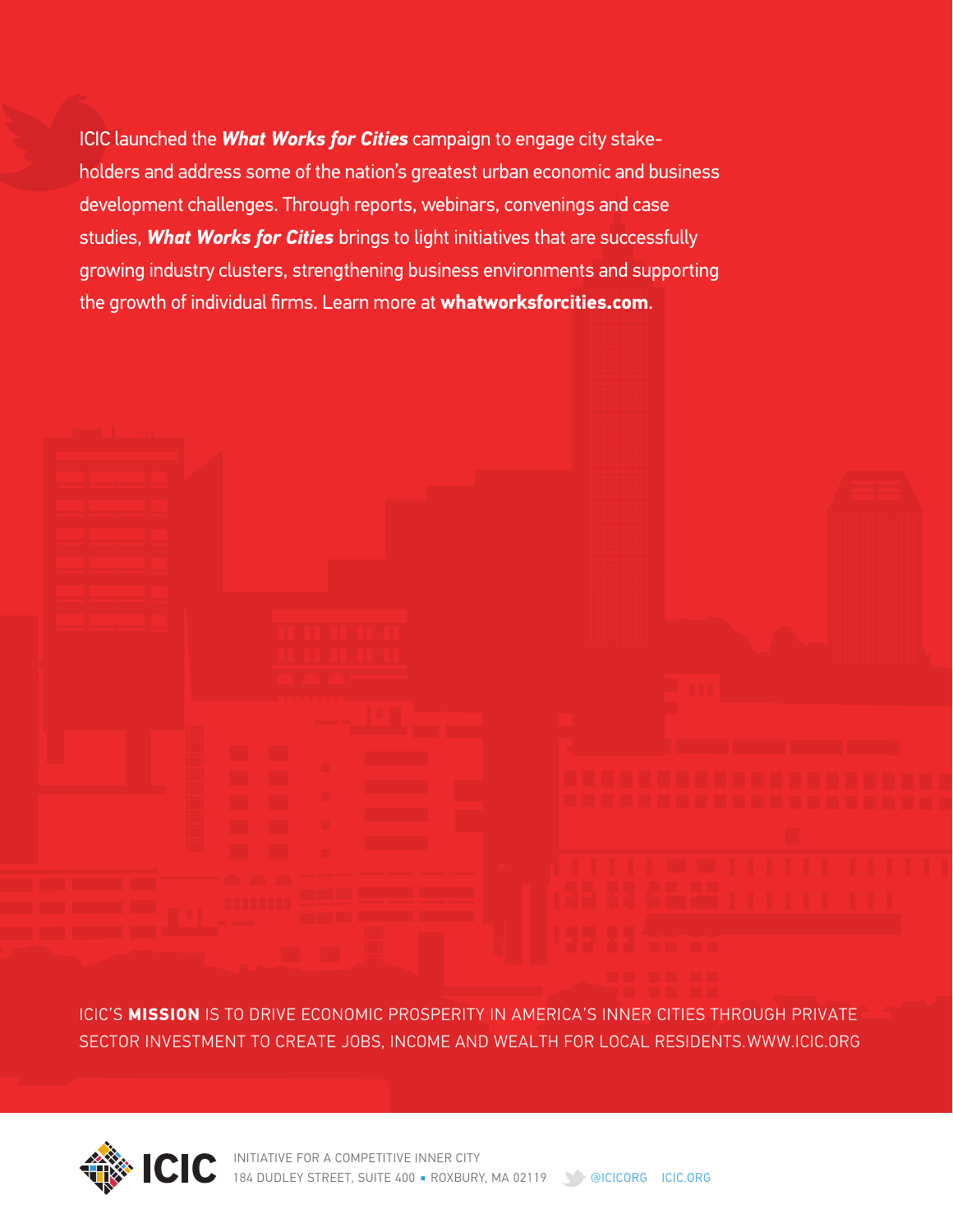ICIC launched the ***What Works for Cities*** campaign to engage city stakeholders and address some of the nation's greatest urban economic and business development challenges. Through reports, webinars, convenings and case studies, ***What Works for Cities*** brings to light initiatives that are successfully growing industry clusters, strengthening business environments and supporting the growth of individual firms. Learn more at **whatworksforcities.com**.

ICIC'S **MISSION** IS TO DRIVE ECONOMIC PROSPERITY IN AMERICA'S INNER CITIES THROUGH PRIVATE SECTOR INVESTMENT TO CREATE JOBS, INCOME AND WEALTH FOR LOCAL RESIDENTS. WWW.ICIC.ORG

ICIC

INITIATIVE FOR A COMPETITIVE INNER CITY
184 DUDLEY STREET, SUITE 400 ▪ ROXBURY, MA 02119 @ICICORG ICIC.ORG